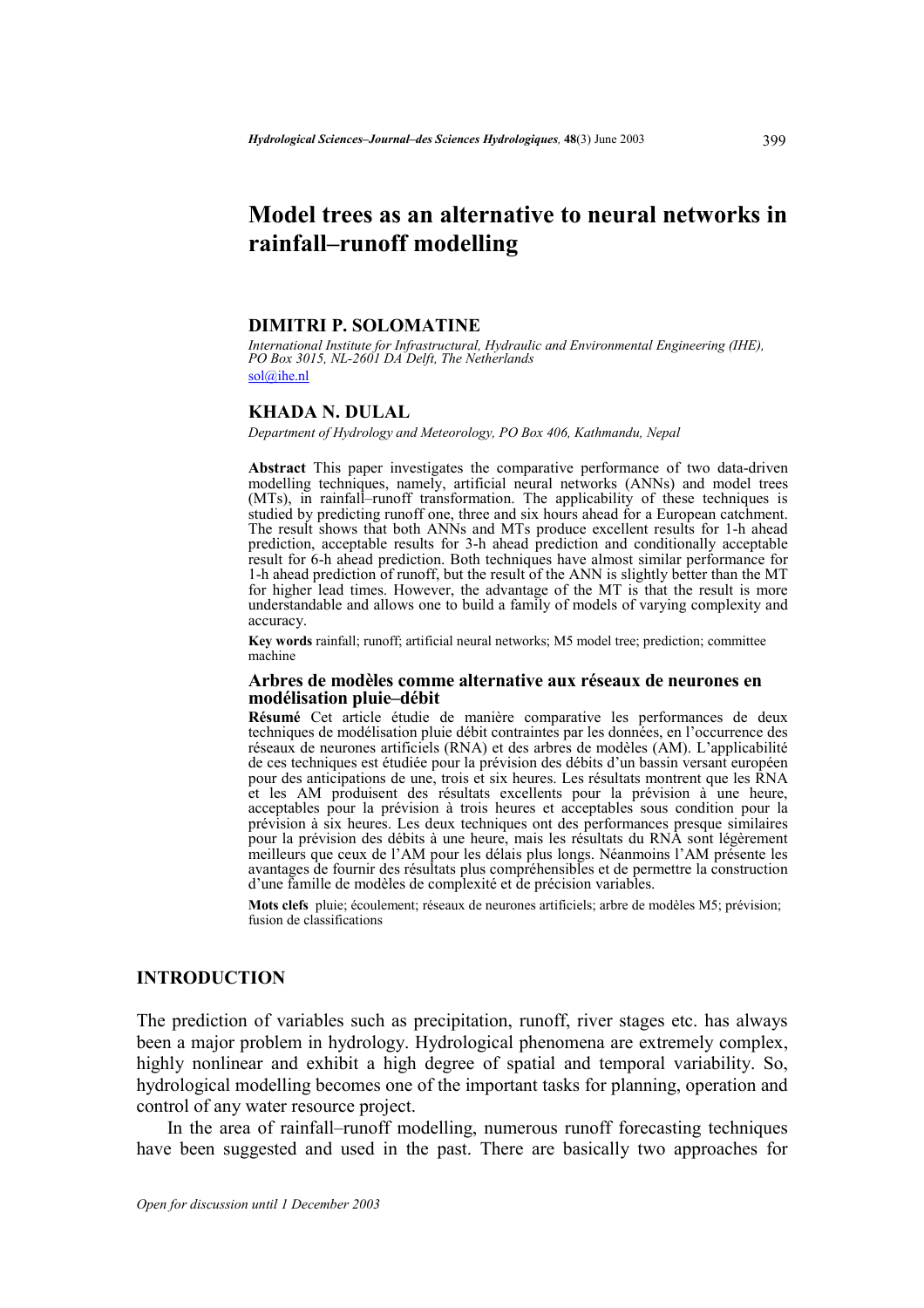# Model trees as an alternative to neural networks in rainfall–runoff modelling

## DIMITRI P. SOLOMATINE

*International Institute for Infrastructural, Hydraulic and Environmental Engineering (IHE), PO Box 3015, NL-2601 DA Delft, The Netherlands*
sol@ihe.nl

## KHADA N. DULAL

*Department of Hydrology and Meteorology, PO Box 406, Kathmandu, Nepal*

**Abstract** This paper investigates the comparative performance of two data-driven modelling techniques, namely, artificial neural networks (ANNs) and model trees (MTs), in rainfall–runoff transformation. The applicability of these techniques is studied by predicting runoff one, three and six hours ahead for a European catchment. The result shows that both ANNs and MTs produce excellent results for 1-h ahead prediction, acceptable results for 3-h ahead prediction and conditionally acceptable result for 6-h ahead prediction. Both techniques have almost similar performance for 1-h ahead prediction of runoff, but the result of the ANN is slightly better than the MT for higher lead times. However, the advantage of the MT is that the result is more understandable and allows one to build a family of models of varying complexity and accuracy.

**Key words** rainfall; runoff; artificial neural networks; M5 model tree; prediction; committee machine

### Arbres de modèles comme alternative aux réseaux de neurones en modélisation pluie–débit

**Résumé** Cet article étudie de manière comparative les performances de deux techniques de modélisation pluie débit contraintes par les données, en l'occurrence des réseaux de neurones artificiels (RNA) et des arbres de modèles (AM). L'applicabilité de ces techniques est étudiée pour la prévision des débits d'un bassin versant européen pour des anticipations de une, trois et six heures. Les résultats montrent que les RNA et les AM produisent des résultats excellents pour la prévision à une heure, acceptables pour la prévision à trois heures et acceptables sous condition pour la prévision à six heures. Les deux techniques ont des performances presque similaires pour la prévision des débits à une heure, mais les résultats du RNA sont légèrement meilleurs que ceux de l'AM pour les délais plus longs. Néanmoins l'AM présente les avantages de fournir des résultats plus compréhensibles et de permettre la construction d'une famille de modèles de complexité et de précision variables.

**Mots clefs** pluie; écoulement; réseaux de neurones artificiels; arbre de modèles M5; prévision; fusion de classifications

## INTRODUCTION

The prediction of variables such as precipitation, runoff, river stages etc. has always been a major problem in hydrology. Hydrological phenomena are extremely complex, highly nonlinear and exhibit a high degree of spatial and temporal variability. So, hydrological modelling becomes one of the important tasks for planning, operation and control of any water resource project.

In the area of rainfall–runoff modelling, numerous runoff forecasting techniques have been suggested and used in the past. There are basically two approaches for

*Open for discussion until 1 December 2003*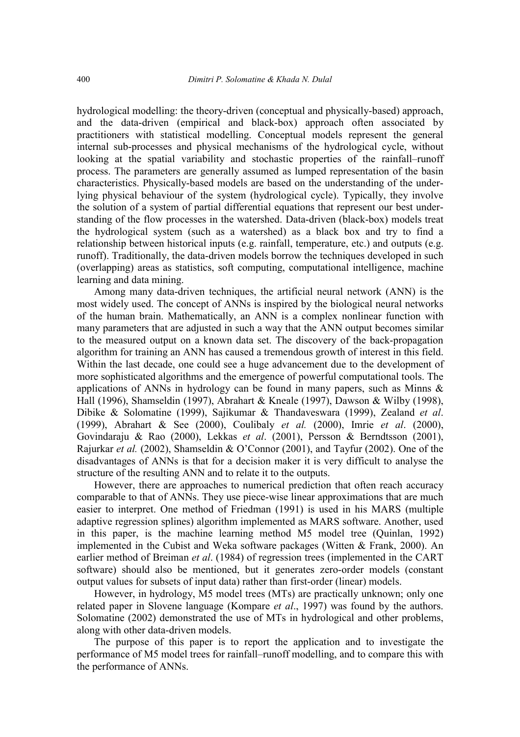hydrological modelling: the theory-driven (conceptual and physically-based) approach, and the data-driven (empirical and black-box) approach often associated by practitioners with statistical modelling. Conceptual models represent the general internal sub-processes and physical mechanisms of the hydrological cycle, without looking at the spatial variability and stochastic properties of the rainfall–runoff process. The parameters are generally assumed as lumped representation of the basin characteristics. Physically-based models are based on the understanding of the underlying physical behaviour of the system (hydrological cycle). Typically, they involve the solution of a system of partial differential equations that represent our best understanding of the flow processes in the watershed. Data-driven (black-box) models treat the hydrological system (such as a watershed) as a black box and try to find a relationship between historical inputs (e.g. rainfall, temperature, etc.) and outputs (e.g. runoff). Traditionally, the data-driven models borrow the techniques developed in such (overlapping) areas as statistics, soft computing, computational intelligence, machine learning and data mining.

Among many data-driven techniques, the artificial neural network (ANN) is the most widely used. The concept of ANNs is inspired by the biological neural networks of the human brain. Mathematically, an ANN is a complex nonlinear function with many parameters that are adjusted in such a way that the ANN output becomes similar to the measured output on a known data set. The discovery of the back-propagation algorithm for training an ANN has caused a tremendous growth of interest in this field. Within the last decade, one could see a huge advancement due to the development of more sophisticated algorithms and the emergence of powerful computational tools. The applications of ANNs in hydrology can be found in many papers, such as Minns & Hall (1996), Shamseldin (1997), Abrahart & Kneale (1997), Dawson & Wilby (1998), Dibike & Solomatine (1999), Sajikumar & Thandaveswara (1999), Zealand *et al*. (1999), Abrahart & See (2000), Coulibaly *et al.* (2000), Imrie *et al*. (2000), Govindaraju & Rao (2000), Lekkas *et al*. (2001), Persson & Berndtsson (2001), Rajurkar *et al.* (2002), Shamseldin & O'Connor (2001), and Tayfur (2002). One of the disadvantages of ANNs is that for a decision maker it is very difficult to analyse the structure of the resulting ANN and to relate it to the outputs.

However, there are approaches to numerical prediction that often reach accuracy comparable to that of ANNs. They use piece-wise linear approximations that are much easier to interpret. One method of Friedman (1991) is used in his MARS (multiple adaptive regression splines) algorithm implemented as MARS software. Another, used in this paper, is the machine learning method M5 model tree (Quinlan, 1992) implemented in the Cubist and Weka software packages (Witten & Frank, 2000). An earlier method of Breiman *et al*. (1984) of regression trees (implemented in the CART software) should also be mentioned, but it generates zero-order models (constant output values for subsets of input data) rather than first-order (linear) models.

However, in hydrology, M5 model trees (MTs) are practically unknown; only one related paper in Slovene language (Kompare *et al*., 1997) was found by the authors. Solomatine (2002) demonstrated the use of MTs in hydrological and other problems, along with other data-driven models.

The purpose of this paper is to report the application and to investigate the performance of M5 model trees for rainfall–runoff modelling, and to compare this with the performance of ANNs.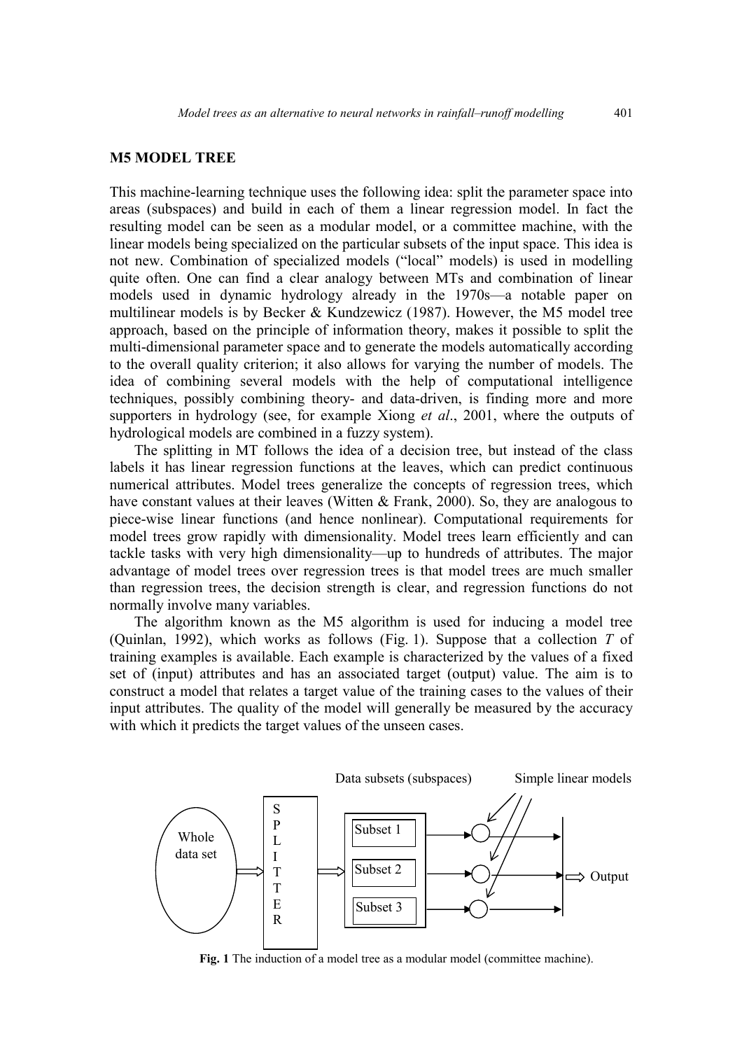## M5 MODEL TREE

This machine-learning technique uses the following idea: split the parameter space into areas (subspaces) and build in each of them a linear regression model. In fact the resulting model can be seen as a modular model, or a committee machine, with the linear models being specialized on the particular subsets of the input space. This idea is not new. Combination of specialized models ("local" models) is used in modelling quite often. One can find a clear analogy between MTs and combination of linear models used in dynamic hydrology already in the 1970s—a notable paper on multilinear models is by Becker & Kundzewicz (1987). However, the M5 model tree approach, based on the principle of information theory, makes it possible to split the multi-dimensional parameter space and to generate the models automatically according to the overall quality criterion; it also allows for varying the number of models. The idea of combining several models with the help of computational intelligence techniques, possibly combining theory- and data-driven, is finding more and more supporters in hydrology (see, for example Xiong *et al*., 2001, where the outputs of hydrological models are combined in a fuzzy system).

The splitting in MT follows the idea of a decision tree, but instead of the class labels it has linear regression functions at the leaves, which can predict continuous numerical attributes. Model trees generalize the concepts of regression trees, which have constant values at their leaves (Witten & Frank, 2000). So, they are analogous to piece-wise linear functions (and hence nonlinear). Computational requirements for model trees grow rapidly with dimensionality. Model trees learn efficiently and can tackle tasks with very high dimensionality—up to hundreds of attributes. The major advantage of model trees over regression trees is that model trees are much smaller than regression trees, the decision strength is clear, and regression functions do not normally involve many variables.

The algorithm known as the M5 algorithm is used for inducing a model tree (Quinlan, 1992), which works as follows (Fig. 1). Suppose that a collection *T* of training examples is available. Each example is characterized by the values of a fixed set of (input) attributes and has an associated target (output) value. The aim is to construct a model that relates a target value of the training cases to the values of their input attributes. The quality of the model will generally be measured by the accuracy with which it predicts the target values of the unseen cases.

Data subsets (subspaces) Simple linear models

Whole data set → SPLITTER → Subset 1, Subset 2, Subset 3 → Output

**Fig. 1** The induction of a model tree as a modular model (committee machine).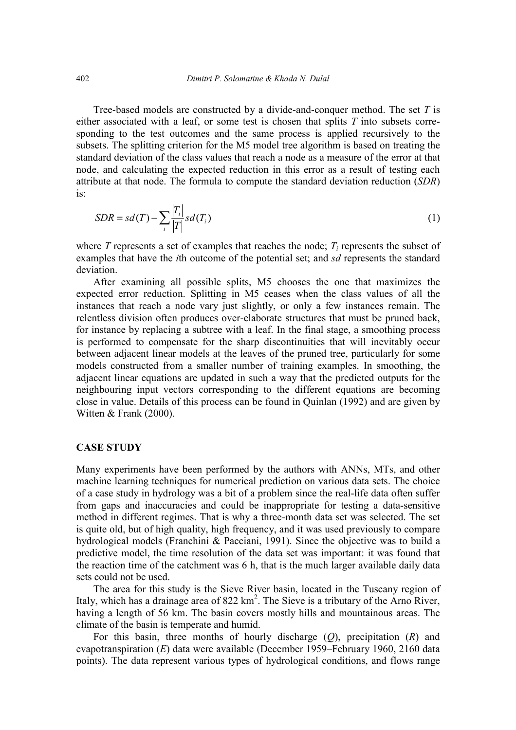Tree-based models are constructed by a divide-and-conquer method. The set $T$ is either associated with a leaf, or some test is chosen that splits $T$ into subsets corresponding to the test outcomes and the same process is applied recursively to the subsets. The splitting criterion for the M5 model tree algorithm is based on treating the standard deviation of the class values that reach a node as a measure of the error at that node, and calculating the expected reduction in this error as a result of testing each attribute at that node. The formula to compute the standard deviation reduction (*SDR*) is:

$$SDR = sd(T) - \sum_i \frac{|T_i|}{|T|} sd(T_i) \tag{1}$$

where $T$ represents a set of examples that reaches the node; $T_i$ represents the subset of examples that have the *i*th outcome of the potential set; and *sd* represents the standard deviation.

After examining all possible splits, M5 chooses the one that maximizes the expected error reduction. Splitting in M5 ceases when the class values of all the instances that reach a node vary just slightly, or only a few instances remain. The relentless division often produces over-elaborate structures that must be pruned back, for instance by replacing a subtree with a leaf. In the final stage, a smoothing process is performed to compensate for the sharp discontinuities that will inevitably occur between adjacent linear models at the leaves of the pruned tree, particularly for some models constructed from a smaller number of training examples. In smoothing, the adjacent linear equations are updated in such a way that the predicted outputs for the neighbouring input vectors corresponding to the different equations are becoming close in value. Details of this process can be found in Quinlan (1992) and are given by Witten & Frank (2000).

## CASE STUDY

Many experiments have been performed by the authors with ANNs, MTs, and other machine learning techniques for numerical prediction on various data sets. The choice of a case study in hydrology was a bit of a problem since the real-life data often suffer from gaps and inaccuracies and could be inappropriate for testing a data-sensitive method in different regimes. That is why a three-month data set was selected. The set is quite old, but of high quality, high frequency, and it was used previously to compare hydrological models (Franchini & Pacciani, 1991). Since the objective was to build a predictive model, the time resolution of the data set was important: it was found that the reaction time of the catchment was 6 h, that is the much larger available daily data sets could not be used.

The area for this study is the Sieve River basin, located in the Tuscany region of Italy, which has a drainage area of 822 km$^2$. The Sieve is a tributary of the Arno River, having a length of 56 km. The basin covers mostly hills and mountainous areas. The climate of the basin is temperate and humid.

For this basin, three months of hourly discharge ($Q$), precipitation ($R$) and evapotranspiration ($E$) data were available (December 1959–February 1960, 2160 data points). The data represent various types of hydrological conditions, and flows range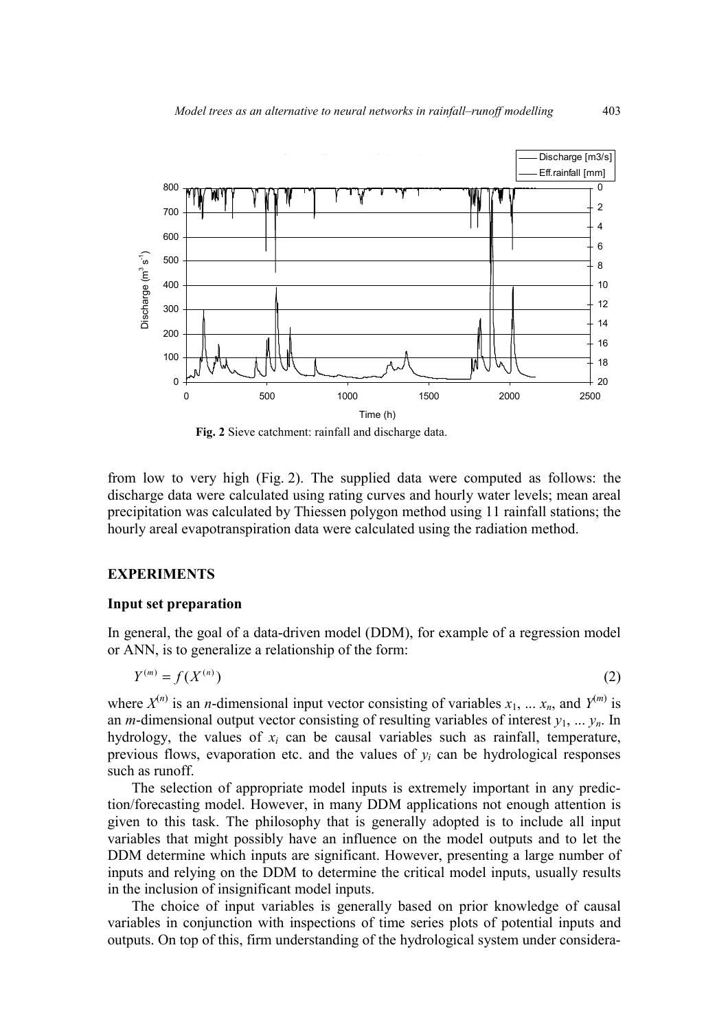**Fig. 2** Sieve catchment: rainfall and discharge data.

from low to very high (Fig. 2). The supplied data were computed as follows: the discharge data were calculated using rating curves and hourly water levels; mean areal precipitation was calculated by Thiessen polygon method using 11 rainfall stations; the hourly areal evapotranspiration data were calculated using the radiation method.

## EXPERIMENTS

### Input set preparation

In general, the goal of a data-driven model (DDM), for example of a regression model or ANN, is to generalize a relationship of the form:

$$Y^{(m)} = f(X^{(n)}) \tag{2}$$

where $X^{(n)}$ is an $n$-dimensional input vector consisting of variables $x_1, \ldots x_n$, and $Y^{(m)}$ is an $m$-dimensional output vector consisting of resulting variables of interest $y_1, \ldots y_n$. In hydrology, the values of $x_i$ can be causal variables such as rainfall, temperature, previous flows, evaporation etc. and the values of $y_i$ can be hydrological responses such as runoff.

The selection of appropriate model inputs is extremely important in any prediction/forecasting model. However, in many DDM applications not enough attention is given to this task. The philosophy that is generally adopted is to include all input variables that might possibly have an influence on the model outputs and to let the DDM determine which inputs are significant. However, presenting a large number of inputs and relying on the DDM to determine the critical model inputs, usually results in the inclusion of insignificant model inputs.

The choice of input variables is generally based on prior knowledge of causal variables in conjunction with inspections of time series plots of potential inputs and outputs. On top of this, firm understanding of the hydrological system under considera-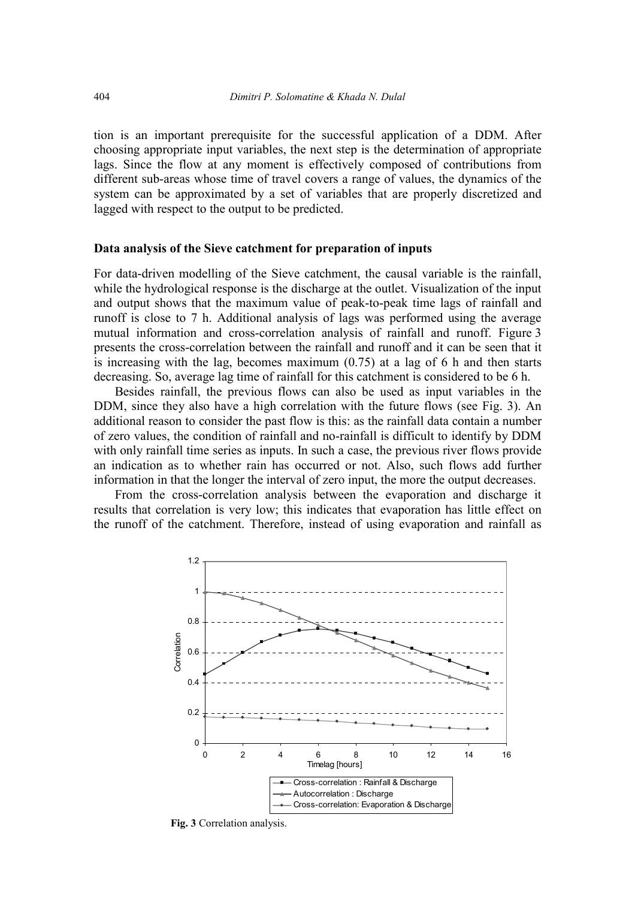tion is an important prerequisite for the successful application of a DDM. After choosing appropriate input variables, the next step is the determination of appropriate lags. Since the flow at any moment is effectively composed of contributions from different sub-areas whose time of travel covers a range of values, the dynamics of the system can be approximated by a set of variables that are properly discretized and lagged with respect to the output to be predicted.

### Data analysis of the Sieve catchment for preparation of inputs

For data-driven modelling of the Sieve catchment, the causal variable is the rainfall, while the hydrological response is the discharge at the outlet. Visualization of the input and output shows that the maximum value of peak-to-peak time lags of rainfall and runoff is close to 7 h. Additional analysis of lags was performed using the average mutual information and cross-correlation analysis of rainfall and runoff. Figure 3 presents the cross-correlation between the rainfall and runoff and it can be seen that it is increasing with the lag, becomes maximum (0.75) at a lag of 6 h and then starts decreasing. So, average lag time of rainfall for this catchment is considered to be 6 h.

Besides rainfall, the previous flows can also be used as input variables in the DDM, since they also have a high correlation with the future flows (see Fig. 3). An additional reason to consider the past flow is this: as the rainfall data contain a number of zero values, the condition of rainfall and no-rainfall is difficult to identify by DDM with only rainfall time series as inputs. In such a case, the previous river flows provide an indication as to whether rain has occurred or not. Also, such flows add further information in that the longer the interval of zero input, the more the output decreases.

From the cross-correlation analysis between the evaporation and discharge it results that correlation is very low; this indicates that evaporation has little effect on the runoff of the catchment. Therefore, instead of using evaporation and rainfall as

**Fig. 3** Correlation analysis.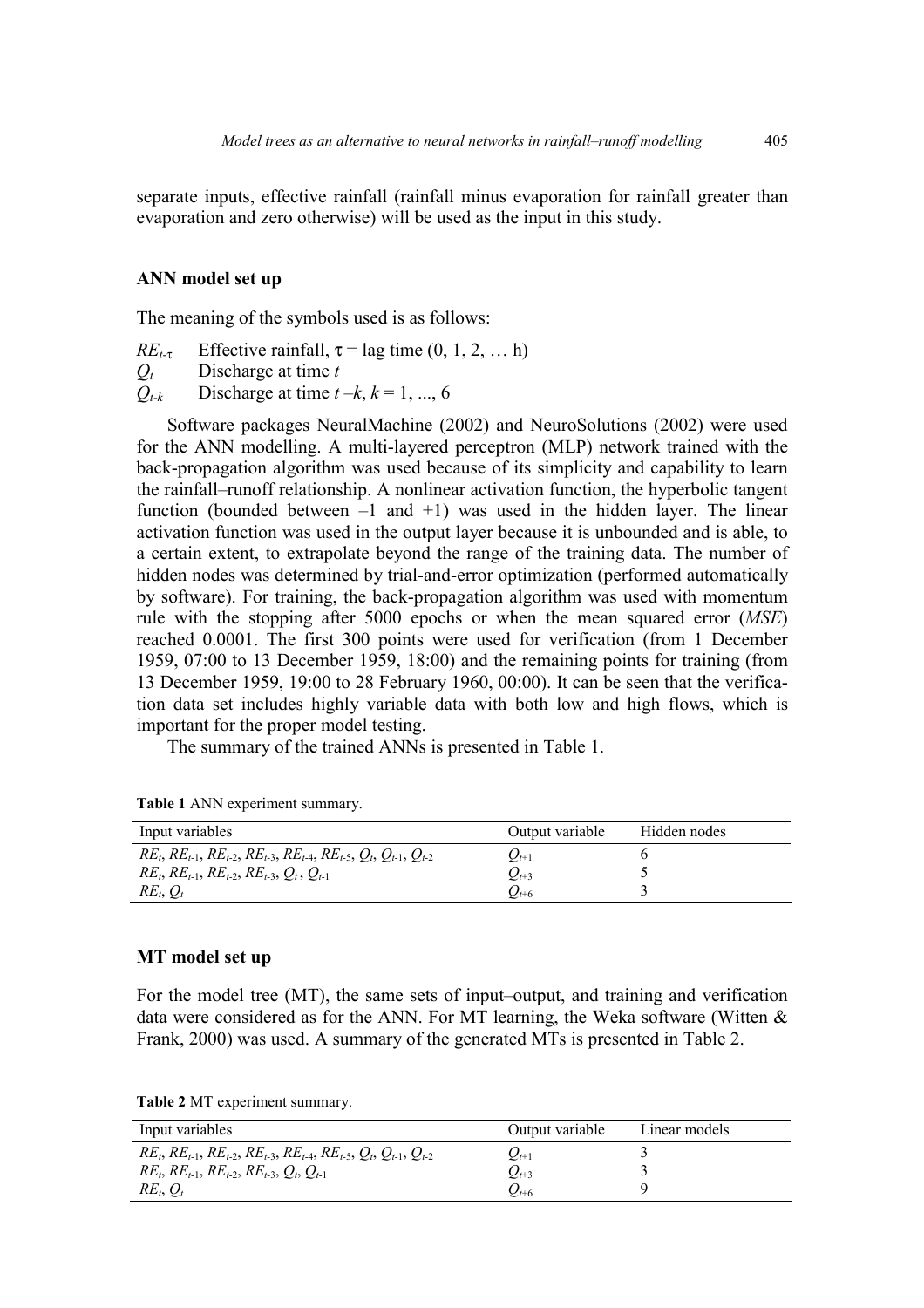separate inputs, effective rainfall (rainfall minus evaporation for rainfall greater than evaporation and zero otherwise) will be used as the input in this study.

## ANN model set up

The meaning of the symbols used is as follows:

$RE_{t-\tau}$ Effective rainfall, $\tau$ = lag time (0, 1, 2, … h)
$Q_t$ Discharge at time $t$
$Q_{t-k}$ Discharge at time $t-k$, $k$ = 1, ..., 6

Software packages NeuralMachine (2002) and NeuroSolutions (2002) were used for the ANN modelling. A multi-layered perceptron (MLP) network trained with the back-propagation algorithm was used because of its simplicity and capability to learn the rainfall–runoff relationship. A nonlinear activation function, the hyperbolic tangent function (bounded between –1 and +1) was used in the hidden layer. The linear activation function was used in the output layer because it is unbounded and is able, to a certain extent, to extrapolate beyond the range of the training data. The number of hidden nodes was determined by trial-and-error optimization (performed automatically by software). For training, the back-propagation algorithm was used with momentum rule with the stopping after 5000 epochs or when the mean squared error (*MSE*) reached 0.0001. The first 300 points were used for verification (from 1 December 1959, 07:00 to 13 December 1959, 18:00) and the remaining points for training (from 13 December 1959, 19:00 to 28 February 1960, 00:00). It can be seen that the verification data set includes highly variable data with both low and high flows, which is important for the proper model testing.

The summary of the trained ANNs is presented in Table 1.

**Table 1** ANN experiment summary.

| Input variables | Output variable | Hidden nodes |
|---|---|---|
| $RE_t$, $RE_{t-1}$, $RE_{t-2}$, $RE_{t-3}$, $RE_{t-4}$, $RE_{t-5}$, $Q_t$, $Q_{t-1}$, $Q_{t-2}$ | $Q_{t+1}$ | 6 |
| $RE_t$, $RE_{t-1}$, $RE_{t-2}$, $RE_{t-3}$, $Q_t$, $Q_{t-1}$ | $Q_{t+3}$ | 5 |
| $RE_t$, $Q_t$ | $Q_{t+6}$ | 3 |

## MT model set up

For the model tree (MT), the same sets of input–output, and training and verification data were considered as for the ANN. For MT learning, the Weka software (Witten & Frank, 2000) was used. A summary of the generated MTs is presented in Table 2.

**Table 2** MT experiment summary.

| Input variables | Output variable | Linear models |
|---|---|---|
| $RE_t$, $RE_{t-1}$, $RE_{t-2}$, $RE_{t-3}$, $RE_{t-4}$, $RE_{t-5}$, $Q_t$, $Q_{t-1}$, $Q_{t-2}$ | $Q_{t+1}$ | 3 |
| $RE_t$, $RE_{t-1}$, $RE_{t-2}$, $RE_{t-3}$, $Q_t$, $Q_{t-1}$ | $Q_{t+3}$ | 3 |
| $RE_t$, $Q_t$ | $Q_{t+6}$ | 9 |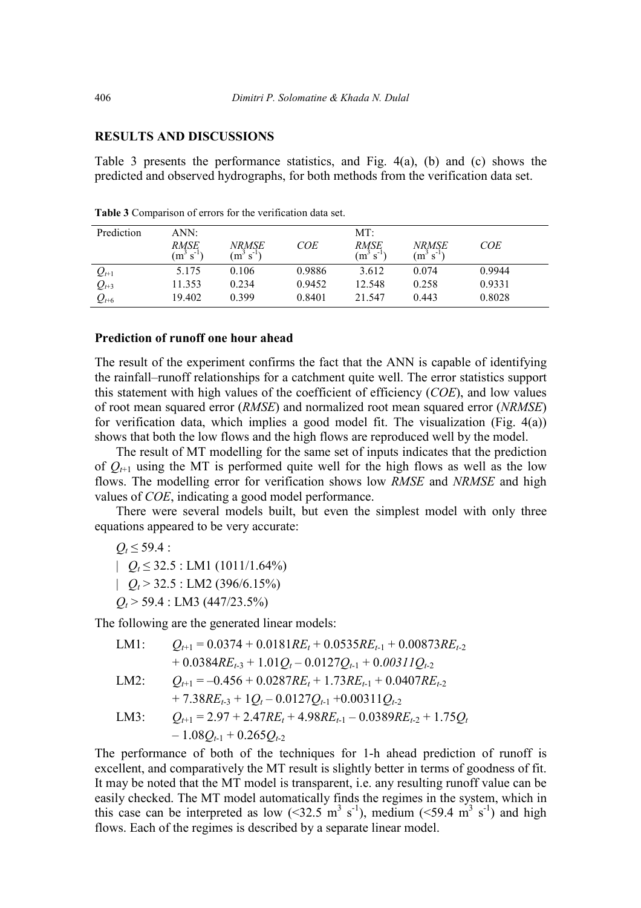## RESULTS AND DISCUSSIONS

Table 3 presents the performance statistics, and Fig. 4(a), (b) and (c) shows the predicted and observed hydrographs, for both methods from the verification data set.

**Table 3** Comparison of errors for the verification data set.

| Prediction | ANN: | | | MT: | | |
|---|---|---|---|---|---|---|
| | *RMSE* ($m^3 s^{-1}$) | *NRMSE* ($m^3 s^{-1}$) | *COE* | *RMSE* ($m^3 s^{-1}$) | *NRMSE* ($m^3 s^{-1}$) | *COE* |
| $Q_{t+1}$ | 5.175 | 0.106 | 0.9886 | 3.612 | 0.074 | 0.9944 |
| $Q_{t+3}$ | 11.353 | 0.234 | 0.9452 | 12.548 | 0.258 | 0.9331 |
| $Q_{t+6}$ | 19.402 | 0.399 | 0.8401 | 21.547 | 0.443 | 0.8028 |

### Prediction of runoff one hour ahead

The result of the experiment confirms the fact that the ANN is capable of identifying the rainfall–runoff relationships for a catchment quite well. The error statistics support this statement with high values of the coefficient of efficiency (*COE*), and low values of root mean squared error (*RMSE*) and normalized root mean squared error (*NRMSE*) for verification data, which implies a good model fit. The visualization (Fig. 4(a)) shows that both the low flows and the high flows are reproduced well by the model.

The result of MT modelling for the same set of inputs indicates that the prediction of $Q_{t+1}$ using the MT is performed quite well for the high flows as well as the low flows. The modelling error for verification shows low *RMSE* and *NRMSE* and high values of *COE*, indicating a good model performance.

There were several models built, but even the simplest model with only three equations appeared to be very accurate:

$Q_t \leq 59.4$ :
| $Q_t \leq 32.5$ : LM1 (1011/1.64%)
| $Q_t > 32.5$ : LM2 (396/6.15%)
$Q_t > 59.4$ : LM3 (447/23.5%)

The following are the generated linear models:

$$\text{LM1:} \quad Q_{t+1} = 0.0374 + 0.0181RE_t + 0.0535RE_{t-1} + 0.00873RE_{t-2} + 0.0384RE_{t-3} + 1.01Q_t - 0.0127Q_{t-1} + 0.00311Q_{t-2}$$

$$\text{LM2:} \quad Q_{t+1} = -0.456 + 0.0287RE_t + 1.73RE_{t-1} + 0.0407RE_{t-2} + 7.38RE_{t-3} + 1Q_t - 0.0127Q_{t-1} + 0.00311Q_{t-2}$$

$$\text{LM3:} \quad Q_{t+1} = 2.97 + 2.47RE_t + 4.98RE_{t-1} - 0.0389RE_{t-2} + 1.75Q_t - 1.08Q_{t-1} + 0.265Q_{t-2}$$

The performance of both of the techniques for 1-h ahead prediction of runoff is excellent, and comparatively the MT result is slightly better in terms of goodness of fit. It may be noted that the MT model is transparent, i.e. any resulting runoff value can be easily checked. The MT model automatically finds the regimes in the system, which in this case can be interpreted as low (<32.5 $m^3 s^{-1}$), medium (<59.4 $m^3 s^{-1}$) and high flows. Each of the regimes is described by a separate linear model.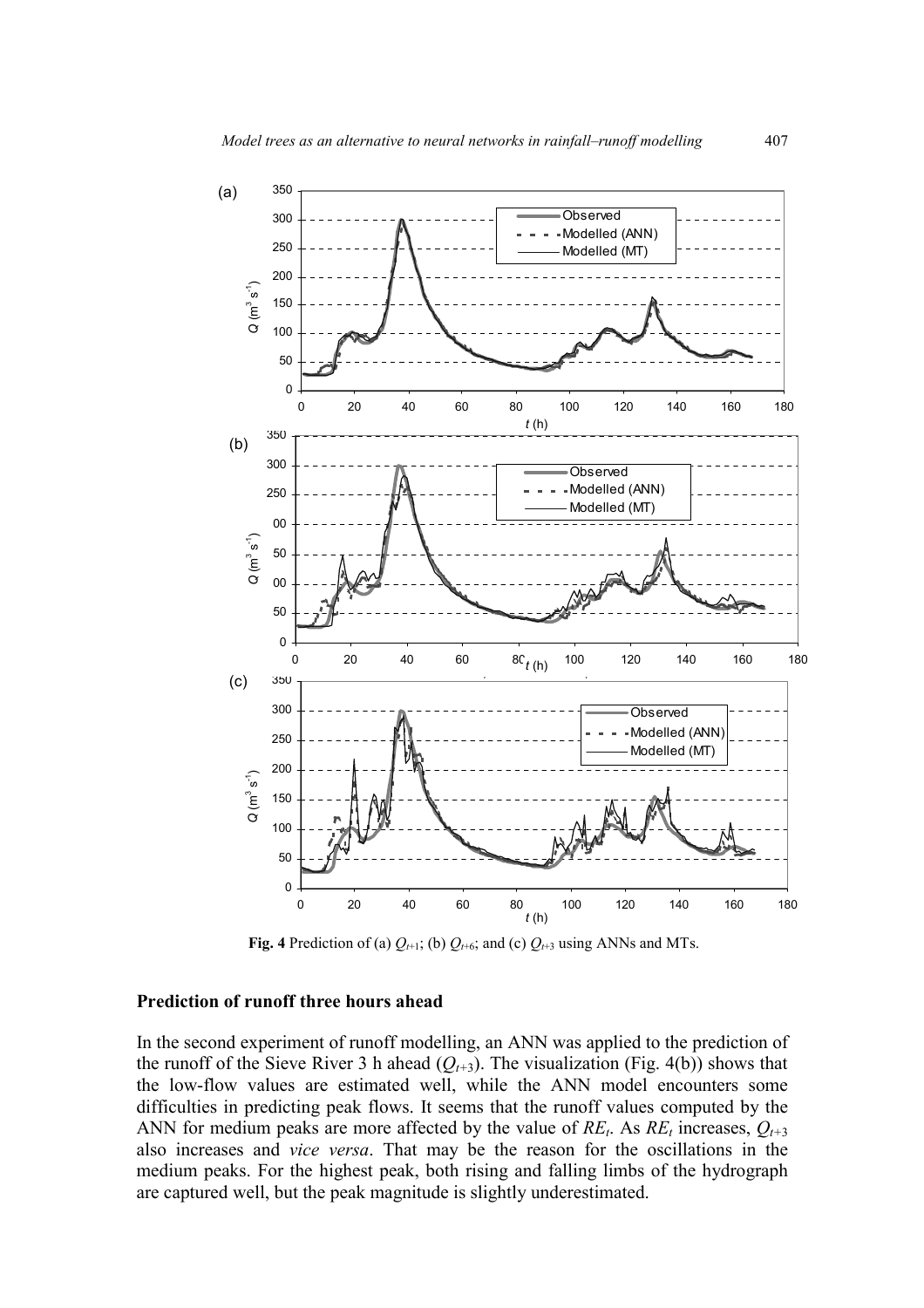**Fig. 4** Prediction of (a) $Q_{t+1}$; (b) $Q_{t+6}$; and (c) $Q_{t+3}$ using ANNs and MTs.

## Prediction of runoff three hours ahead

In the second experiment of runoff modelling, an ANN was applied to the prediction of the runoff of the Sieve River 3 h ahead ($Q_{t+3}$). The visualization (Fig. 4(b)) shows that the low-flow values are estimated well, while the ANN model encounters some difficulties in predicting peak flows. It seems that the runoff values computed by the ANN for medium peaks are more affected by the value of $RE_t$. As $RE_t$ increases, $Q_{t+3}$ also increases and *vice versa*. That may be the reason for the oscillations in the medium peaks. For the highest peak, both rising and falling limbs of the hydrograph are captured well, but the peak magnitude is slightly underestimated.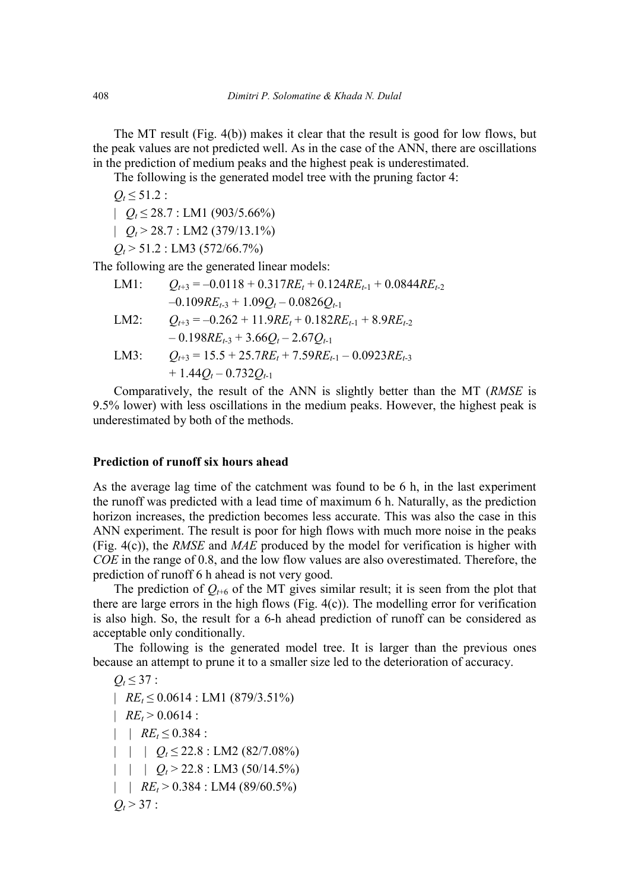The MT result (Fig. 4(b)) makes it clear that the result is good for low flows, but the peak values are not predicted well. As in the case of the ANN, there are oscillations in the prediction of medium peaks and the highest peak is underestimated.

The following is the generated model tree with the pruning factor 4:

$Q_t \leq 51.2$ :

| $Q_t \leq 28.7$ : LM1 (903/5.66%)

| $Q_t > 28.7$ : LM2 (379/13.1%)

$Q_t > 51.2$ : LM3 (572/66.7%)

The following are the generated linear models:

LM1: $Q_{t+3} = -0.0118 + 0.317RE_t + 0.124RE_{t-1} + 0.0844RE_{t-2} -0.109RE_{t-3} + 1.09Q_t - 0.0826Q_{t-1}$

LM2: $Q_{t+3} = -0.262 + 11.9RE_t + 0.182RE_{t-1} + 8.9RE_{t-2} - 0.198RE_{t-3} + 3.66Q_t - 2.67Q_{t-1}$

LM3: $Q_{t+3} = 15.5 + 25.7RE_t + 7.59RE_{t-1} - 0.0923RE_{t-3} + 1.44Q_t - 0.732Q_{t-1}$

Comparatively, the result of the ANN is slightly better than the MT (*RMSE* is 9.5% lower) with less oscillations in the medium peaks. However, the highest peak is underestimated by both of the methods.

### Prediction of runoff six hours ahead

As the average lag time of the catchment was found to be 6 h, in the last experiment the runoff was predicted with a lead time of maximum 6 h. Naturally, as the prediction horizon increases, the prediction becomes less accurate. This was also the case in this ANN experiment. The result is poor for high flows with much more noise in the peaks (Fig. 4(c)), the *RMSE* and *MAE* produced by the model for verification is higher with *COE* in the range of 0.8, and the low flow values are also overestimated. Therefore, the prediction of runoff 6 h ahead is not very good.

The prediction of $Q_{t+6}$ of the MT gives similar result; it is seen from the plot that there are large errors in the high flows (Fig. 4(c)). The modelling error for verification is also high. So, the result for a 6-h ahead prediction of runoff can be considered as acceptable only conditionally.

The following is the generated model tree. It is larger than the previous ones because an attempt to prune it to a smaller size led to the deterioration of accuracy.

$Q_t \leq 37$ :

| $RE_t \leq 0.0614$ : LM1 (879/3.51%)

| $RE_t > 0.0614$ :

| | $RE_t \leq 0.384$ :

| | | $Q_t \leq 22.8$ : LM2 (82/7.08%)

| | | $Q_t > 22.8$ : LM3 (50/14.5%)

| | $RE_t > 0.384$ : LM4 (89/60.5%)

$Q_t > 37$ :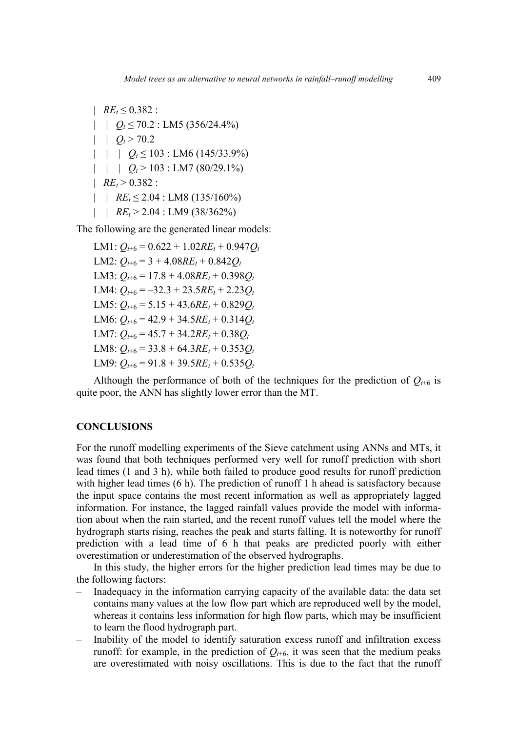| $RE_t \leq 0.382$ :
| | $Q_t \leq 70.2$ : LM5 (356/24.4%)
| | $Q_t > 70.2$
| | | $Q_t \leq 103$ : LM6 (145/33.9%)
| | | $Q_t > 103$ : LM7 (80/29.1%)
| $RE_t > 0.382$ :
| | $RE_t \leq 2.04$ : LM8 (135/160%)
| | $RE_t > 2.04$ : LM9 (38/362%)

The following are the generated linear models:

LM1: $Q_{t+6} = 0.622 + 1.02RE_t + 0.947Q_t$
LM2: $Q_{t+6} = 3 + 4.08RE_t + 0.842Q_t$
LM3: $Q_{t+6} = 17.8 + 4.08RE_t + 0.398Q_t$
LM4: $Q_{t+6} = –32.3 + 23.5RE_t + 2.23Q_t$
LM5: $Q_{t+6} = 5.15 + 43.6RE_t + 0.829Q_t$
LM6: $Q_{t+6} = 42.9 + 34.5RE_t + 0.314Q_t$
LM7: $Q_{t+6} = 45.7 + 34.2RE_t + 0.38Q_t$
LM8: $Q_{t+6} = 33.8 + 64.3RE_t + 0.353Q_t$
LM9: $Q_{t+6} = 91.8 + 39.5RE_t + 0.535Q_t$

Although the performance of both of the techniques for the prediction of $Q_{t+6}$ is quite poor, the ANN has slightly lower error than the MT.

## CONCLUSIONS

For the runoff modelling experiments of the Sieve catchment using ANNs and MTs, it was found that both techniques performed very well for runoff prediction with short lead times (1 and 3 h), while both failed to produce good results for runoff prediction with higher lead times (6 h). The prediction of runoff 1 h ahead is satisfactory because the input space contains the most recent information as well as appropriately lagged information. For instance, the lagged rainfall values provide the model with information about when the rain started, and the recent runoff values tell the model where the hydrograph starts rising, reaches the peak and starts falling. It is noteworthy for runoff prediction with a lead time of 6 h that peaks are predicted poorly with either overestimation or underestimation of the observed hydrographs.

In this study, the higher errors for the higher prediction lead times may be due to the following factors:

– Inadequacy in the information carrying capacity of the available data: the data set contains many values at the low flow part which are reproduced well by the model, whereas it contains less information for high flow parts, which may be insufficient to learn the flood hydrograph part.
– Inability of the model to identify saturation excess runoff and infiltration excess runoff: for example, in the prediction of $Q_{t+6}$, it was seen that the medium peaks are overestimated with noisy oscillations. This is due to the fact that the runoff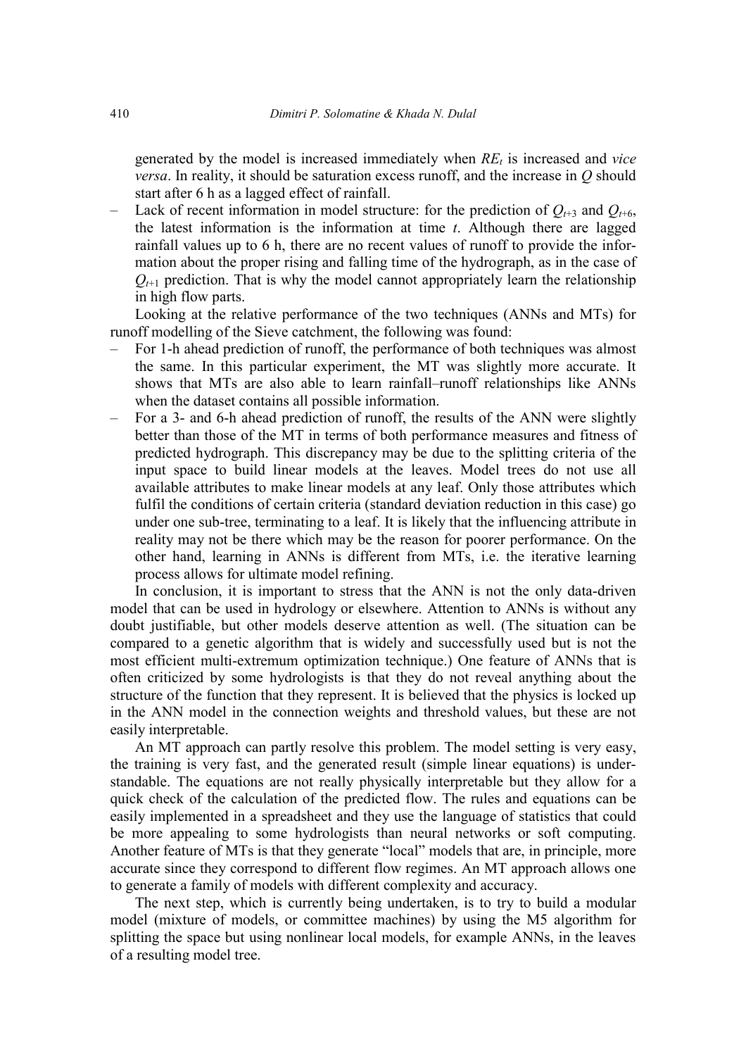generated by the model is increased immediately when $RE_t$ is increased and *vice versa*. In reality, it should be saturation excess runoff, and the increase in $Q$ should start after 6 h as a lagged effect of rainfall.

- Lack of recent information in model structure: for the prediction of $Q_{t+3}$ and $Q_{t+6}$, the latest information is the information at time $t$. Although there are lagged rainfall values up to 6 h, there are no recent values of runoff to provide the information about the proper rising and falling time of the hydrograph, as in the case of $Q_{t+1}$ prediction. That is why the model cannot appropriately learn the relationship in high flow parts.

Looking at the relative performance of the two techniques (ANNs and MTs) for runoff modelling of the Sieve catchment, the following was found:

- For 1-h ahead prediction of runoff, the performance of both techniques was almost the same. In this particular experiment, the MT was slightly more accurate. It shows that MTs are also able to learn rainfall–runoff relationships like ANNs when the dataset contains all possible information.
- For a 3- and 6-h ahead prediction of runoff, the results of the ANN were slightly better than those of the MT in terms of both performance measures and fitness of predicted hydrograph. This discrepancy may be due to the splitting criteria of the input space to build linear models at the leaves. Model trees do not use all available attributes to make linear models at any leaf. Only those attributes which fulfil the conditions of certain criteria (standard deviation reduction in this case) go under one sub-tree, terminating to a leaf. It is likely that the influencing attribute in reality may not be there which may be the reason for poorer performance. On the other hand, learning in ANNs is different from MTs, i.e. the iterative learning process allows for ultimate model refining.

In conclusion, it is important to stress that the ANN is not the only data-driven model that can be used in hydrology or elsewhere. Attention to ANNs is without any doubt justifiable, but other models deserve attention as well. (The situation can be compared to a genetic algorithm that is widely and successfully used but is not the most efficient multi-extremum optimization technique.) One feature of ANNs that is often criticized by some hydrologists is that they do not reveal anything about the structure of the function that they represent. It is believed that the physics is locked up in the ANN model in the connection weights and threshold values, but these are not easily interpretable.

An MT approach can partly resolve this problem. The model setting is very easy, the training is very fast, and the generated result (simple linear equations) is understandable. The equations are not really physically interpretable but they allow for a quick check of the calculation of the predicted flow. The rules and equations can be easily implemented in a spreadsheet and they use the language of statistics that could be more appealing to some hydrologists than neural networks or soft computing. Another feature of MTs is that they generate "local" models that are, in principle, more accurate since they correspond to different flow regimes. An MT approach allows one to generate a family of models with different complexity and accuracy.

The next step, which is currently being undertaken, is to try to build a modular model (mixture of models, or committee machines) by using the M5 algorithm for splitting the space but using nonlinear local models, for example ANNs, in the leaves of a resulting model tree.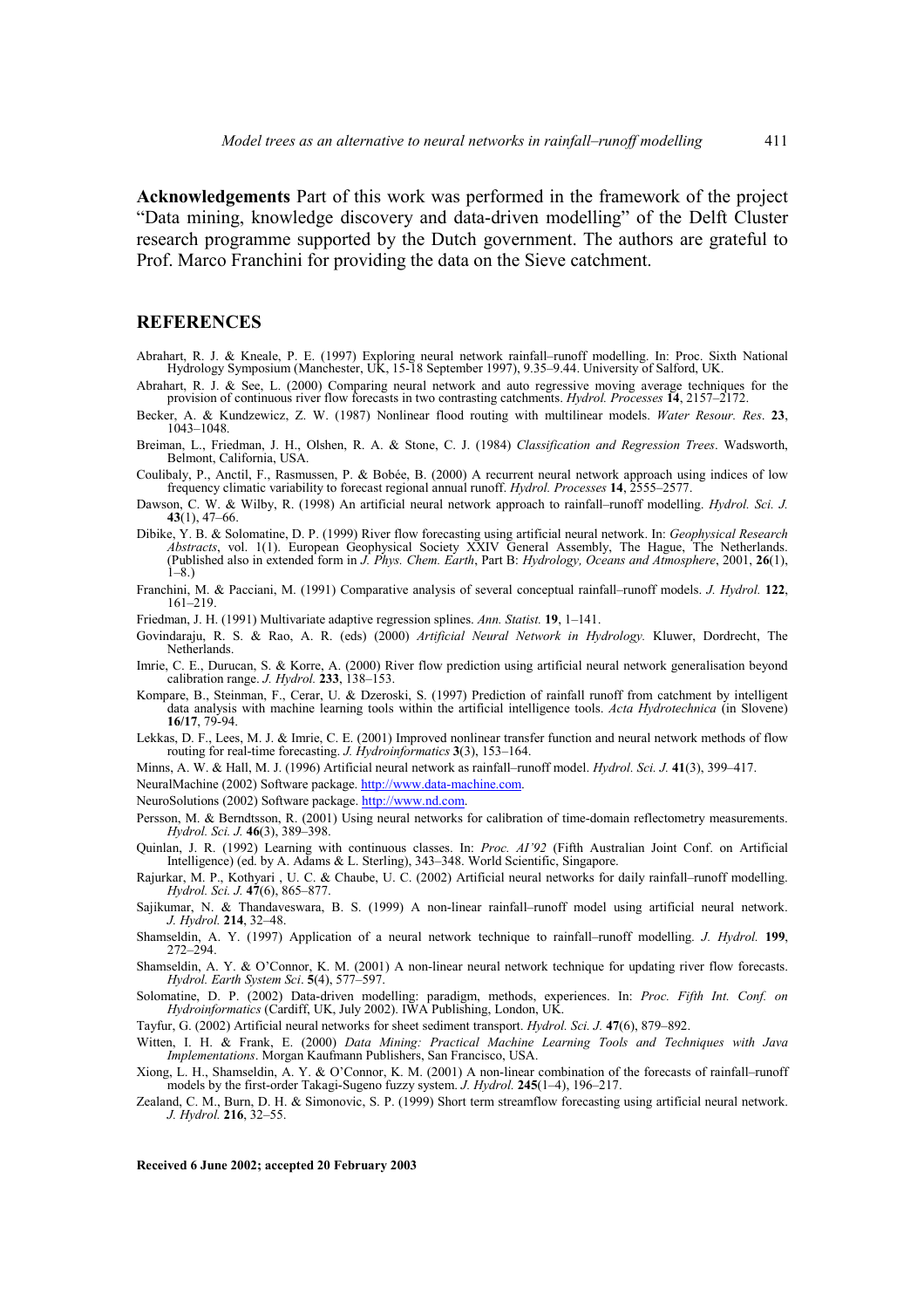**Acknowledgements** Part of this work was performed in the framework of the project "Data mining, knowledge discovery and data-driven modelling" of the Delft Cluster research programme supported by the Dutch government. The authors are grateful to Prof. Marco Franchini for providing the data on the Sieve catchment.

## REFERENCES

Abrahart, R. J. & Kneale, P. E. (1997) Exploring neural network rainfall–runoff modelling. In: Proc. Sixth National Hydrology Symposium (Manchester, UK, 15-18 September 1997), 9.35–9.44. University of Salford, UK.

Abrahart, R. J. & See, L. (2000) Comparing neural network and auto regressive moving average techniques for the provision of continuous river flow forecasts in two contrasting catchments. *Hydrol. Processes* **14**, 2157–2172.

Becker, A. & Kundzewicz, Z. W. (1987) Nonlinear flood routing with multilinear models. *Water Resour. Res*. **23**, 1043–1048.

Breiman, L., Friedman, J. H., Olshen, R. A. & Stone, C. J. (1984) *Classification and Regression Trees*. Wadsworth, Belmont, California, USA.

Coulibaly, P., Anctil, F., Rasmussen, P. & Bobée, B. (2000) A recurrent neural network approach using indices of low frequency climatic variability to forecast regional annual runoff. *Hydrol. Processes* **14**, 2555–2577.

Dawson, C. W. & Wilby, R. (1998) An artificial neural network approach to rainfall–runoff modelling. *Hydrol. Sci. J.* **43**(1), 47–66.

Dibike, Y. B. & Solomatine, D. P. (1999) River flow forecasting using artificial neural network. In: *Geophysical Research Abstracts*, vol. 1(1). European Geophysical Society XXIV General Assembly, The Hague, The Netherlands. (Published also in extended form in *J. Phys. Chem. Earth*, Part B: *Hydrology, Oceans and Atmosphere*, 2001, **26**(1), 1–8.)

Franchini, M. & Pacciani, M. (1991) Comparative analysis of several conceptual rainfall–runoff models. *J. Hydrol.* **122**, 161–219.

Friedman, J. H. (1991) Multivariate adaptive regression splines. *Ann. Statist.* **19**, 1–141.

Govindaraju, R. S. & Rao, A. R. (eds) (2000) *Artificial Neural Network in Hydrology.* Kluwer, Dordrecht, The Netherlands.

Imrie, C. E., Durucan, S. & Korre, A. (2000) River flow prediction using artificial neural network generalisation beyond calibration range. *J. Hydrol.* **233**, 138–153.

Kompare, B., Steinman, F., Cerar, U. & Dzeroski, S. (1997) Prediction of rainfall runoff from catchment by intelligent data analysis with machine learning tools within the artificial intelligence tools. *Acta Hydrotechnica* (in Slovene) **16/17**, 79-94.

Lekkas, D. F., Lees, M. J. & Imrie, C. E. (2001) Improved nonlinear transfer function and neural network methods of flow routing for real-time forecasting. *J. Hydroinformatics* **3**(3), 153–164.

Minns, A. W. & Hall, M. J. (1996) Artificial neural network as rainfall–runoff model. *Hydrol. Sci. J.* **41**(3), 399–417.

NeuralMachine (2002) Software package. http://www.data-machine.com.

NeuroSolutions (2002) Software package. http://www.nd.com.

Persson, M. & Berndtsson, R. (2001) Using neural networks for calibration of time-domain reflectometry measurements. *Hydrol. Sci. J.* **46**(3), 389–398.

Quinlan, J. R. (1992) Learning with continuous classes. In: *Proc. AI'92* (Fifth Australian Joint Conf. on Artificial Intelligence) (ed. by A. Adams & L. Sterling), 343–348. World Scientific, Singapore.

Rajurkar, M. P., Kothyari , U. C. & Chaube, U. C. (2002) Artificial neural networks for daily rainfall–runoff modelling. *Hydrol. Sci. J.* **47**(6), 865–877.

Sajikumar, N. & Thandaveswara, B. S. (1999) A non-linear rainfall–runoff model using artificial neural network. *J. Hydrol.* **214**, 32–48.

Shamseldin, A. Y. (1997) Application of a neural network technique to rainfall–runoff modelling. *J. Hydrol.* **199**, 272–294.

Shamseldin, A. Y. & O'Connor, K. M. (2001) A non-linear neural network technique for updating river flow forecasts. *Hydrol. Earth System Sci*. **5**(4), 577–597.

Solomatine, D. P. (2002) Data-driven modelling: paradigm, methods, experiences. In: *Proc. Fifth Int. Conf. on Hydroinformatics* (Cardiff, UK, July 2002). IWA Publishing, London, UK.

Tayfur, G. (2002) Artificial neural networks for sheet sediment transport. *Hydrol. Sci. J.* **47**(6), 879–892.

Witten, I. H. & Frank, E. (2000) *Data Mining: Practical Machine Learning Tools and Techniques with Java Implementations*. Morgan Kaufmann Publishers, San Francisco, USA.

Xiong, L. H., Shamseldin, A. Y. & O'Connor, K. M. (2001) A non-linear combination of the forecasts of rainfall–runoff models by the first-order Takagi-Sugeno fuzzy system. *J. Hydrol.* **245**(1–4), 196–217.

Zealand, C. M., Burn, D. H. & Simonovic, S. P. (1999) Short term streamflow forecasting using artificial neural network. *J. Hydrol.* **216**, 32–55.

**Received 6 June 2002; accepted 20 February 2003**